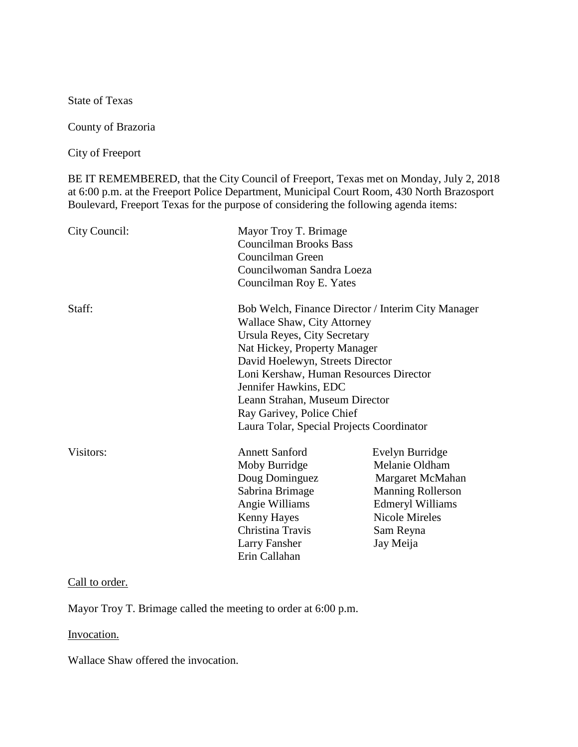State of Texas

County of Brazoria

City of Freeport

BE IT REMEMBERED, that the City Council of Freeport, Texas met on Monday, July 2, 2018 at 6:00 p.m. at the Freeport Police Department, Municipal Court Room, 430 North Brazosport Boulevard, Freeport Texas for the purpose of considering the following agenda items:

| | | |
|---|---|---|
| City Council: | Mayor Troy T. Brimage | |
| | Councilman Brooks Bass | |
| | Councilman Green | |
| | Councilwoman Sandra Loeza | |
| | Councilman Roy E. Yates | |
| Staff: | Bob Welch, Finance Director / Interim City Manager | |
| | Wallace Shaw, City Attorney | |
| | Ursula Reyes, City Secretary | |
| | Nat Hickey, Property Manager | |
| | David Hoelewyn, Streets Director | |
| | Loni Kershaw, Human Resources Director | |
| | Jennifer Hawkins, EDC | |
| | Leann Strahan, Museum Director | |
| | Ray Garivey, Police Chief | |
| | Laura Tolar, Special Projects Coordinator | |
| Visitors: | Annett Sanford | Evelyn Burridge |
| | Moby Burridge | Melanie Oldham |
| | Doug Dominguez | Margaret McMahan |
| | Sabrina Brimage | Manning Rollerson |
| | Angie Williams | Edmeryl Williams |
| | Kenny Hayes | Nicole Mireles |
| | Christina Travis | Sam Reyna |
| | Larry Fansher | Jay Meija |
| | Erin Callahan | |

Call to order.

Mayor Troy T. Brimage called the meeting to order at 6:00 p.m.

Invocation.

Wallace Shaw offered the invocation.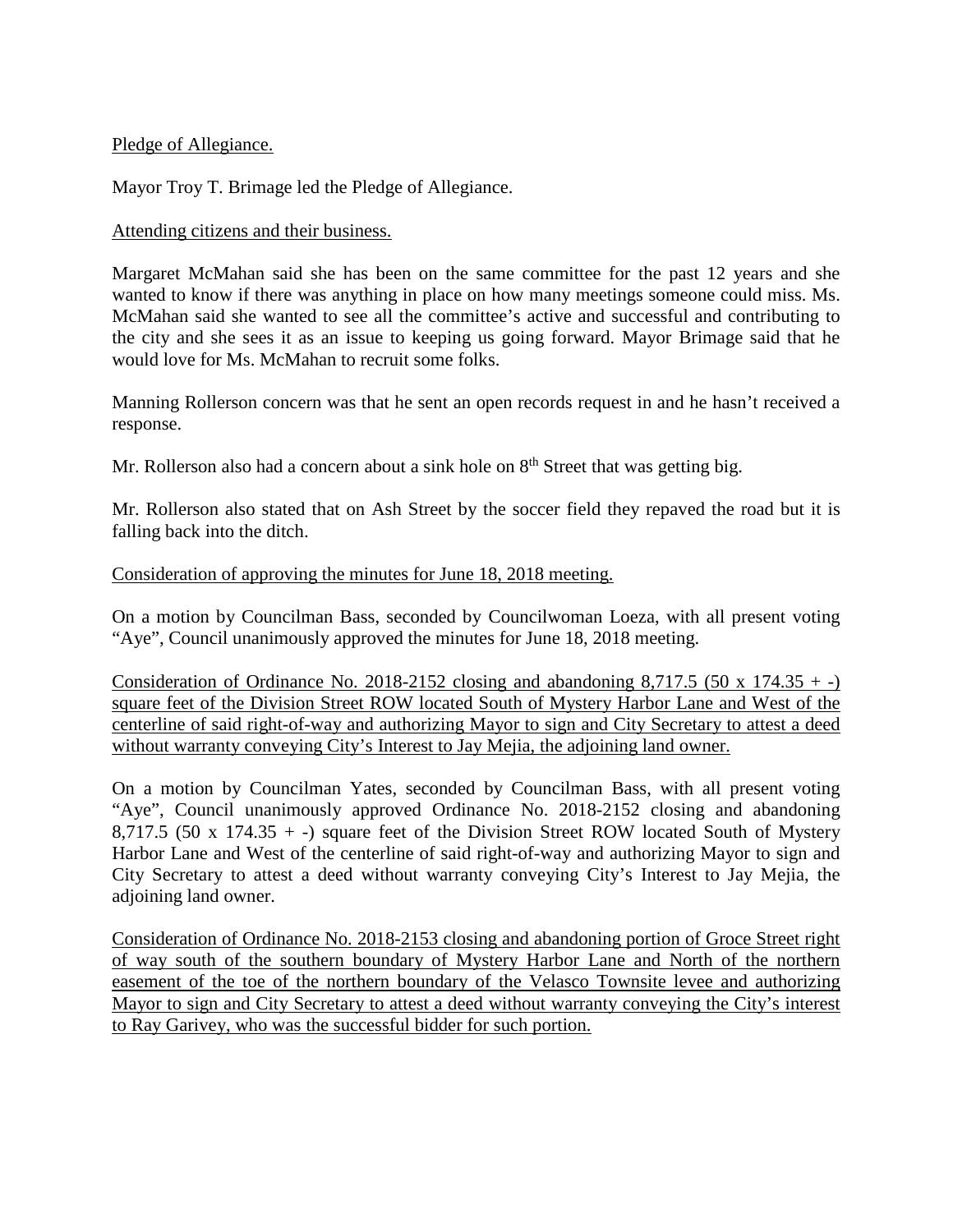<u>Pledge of Allegiance.</u>

Mayor Troy T. Brimage led the Pledge of Allegiance.

<u>Attending citizens and their business.</u>

Margaret McMahan said she has been on the same committee for the past 12 years and she wanted to know if there was anything in place on how many meetings someone could miss. Ms. McMahan said she wanted to see all the committee's active and successful and contributing to the city and she sees it as an issue to keeping us going forward. Mayor Brimage said that he would love for Ms. McMahan to recruit some folks.

Manning Rollerson concern was that he sent an open records request in and he hasn't received a response.

Mr. Rollerson also had a concern about a sink hole on 8th Street that was getting big.

Mr. Rollerson also stated that on Ash Street by the soccer field they repaved the road but it is falling back into the ditch.

<u>Consideration of approving the minutes for June 18, 2018 meeting.</u>

On a motion by Councilman Bass, seconded by Councilwoman Loeza, with all present voting "Aye", Council unanimously approved the minutes for June 18, 2018 meeting.

<u>Consideration of Ordinance No. 2018-2152 closing and abandoning 8,717.5 (50 x 174.35 + -) square feet of the Division Street ROW located South of Mystery Harbor Lane and West of the centerline of said right-of-way and authorizing Mayor to sign and City Secretary to attest a deed without warranty conveying City's Interest to Jay Mejia, the adjoining land owner.</u>

On a motion by Councilman Yates, seconded by Councilman Bass, with all present voting "Aye", Council unanimously approved Ordinance No. 2018-2152 closing and abandoning 8,717.5 (50 x 174.35 + -) square feet of the Division Street ROW located South of Mystery Harbor Lane and West of the centerline of said right-of-way and authorizing Mayor to sign and City Secretary to attest a deed without warranty conveying City's Interest to Jay Mejia, the adjoining land owner.

<u>Consideration of Ordinance No. 2018-2153 closing and abandoning portion of Groce Street right of way south of the southern boundary of Mystery Harbor Lane and North of the northern easement of the toe of the northern boundary of the Velasco Townsite levee and authorizing Mayor to sign and City Secretary to attest a deed without warranty conveying the City's interest to Ray Garivey, who was the successful bidder for such portion.</u>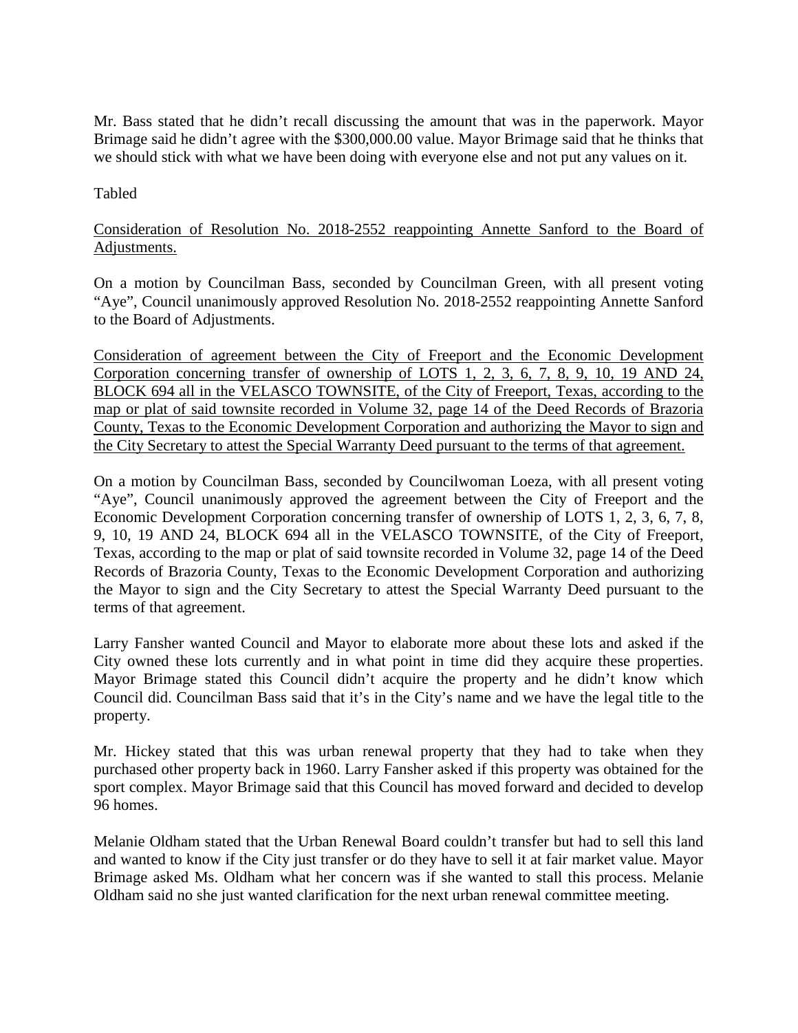Mr. Bass stated that he didn't recall discussing the amount that was in the paperwork. Mayor Brimage said he didn't agree with the $300,000.00 value. Mayor Brimage said that he thinks that we should stick with what we have been doing with everyone else and not put any values on it.

Tabled

<u>Consideration of Resolution No. 2018-2552 reappointing Annette Sanford to the Board of Adjustments.</u>

On a motion by Councilman Bass, seconded by Councilman Green, with all present voting "Aye", Council unanimously approved Resolution No. 2018-2552 reappointing Annette Sanford to the Board of Adjustments.

<u>Consideration of agreement between the City of Freeport and the Economic Development Corporation concerning transfer of ownership of LOTS 1, 2, 3, 6, 7, 8, 9, 10, 19 AND 24, BLOCK 694 all in the VELASCO TOWNSITE, of the City of Freeport, Texas, according to the map or plat of said townsite recorded in Volume 32, page 14 of the Deed Records of Brazoria County, Texas to the Economic Development Corporation and authorizing the Mayor to sign and the City Secretary to attest the Special Warranty Deed pursuant to the terms of that agreement.</u>

On a motion by Councilman Bass, seconded by Councilwoman Loeza, with all present voting "Aye", Council unanimously approved the agreement between the City of Freeport and the Economic Development Corporation concerning transfer of ownership of LOTS 1, 2, 3, 6, 7, 8, 9, 10, 19 AND 24, BLOCK 694 all in the VELASCO TOWNSITE, of the City of Freeport, Texas, according to the map or plat of said townsite recorded in Volume 32, page 14 of the Deed Records of Brazoria County, Texas to the Economic Development Corporation and authorizing the Mayor to sign and the City Secretary to attest the Special Warranty Deed pursuant to the terms of that agreement.

Larry Fansher wanted Council and Mayor to elaborate more about these lots and asked if the City owned these lots currently and in what point in time did they acquire these properties. Mayor Brimage stated this Council didn't acquire the property and he didn't know which Council did. Councilman Bass said that it's in the City's name and we have the legal title to the property.

Mr. Hickey stated that this was urban renewal property that they had to take when they purchased other property back in 1960. Larry Fansher asked if this property was obtained for the sport complex. Mayor Brimage said that this Council has moved forward and decided to develop 96 homes.

Melanie Oldham stated that the Urban Renewal Board couldn't transfer but had to sell this land and wanted to know if the City just transfer or do they have to sell it at fair market value. Mayor Brimage asked Ms. Oldham what her concern was if she wanted to stall this process. Melanie Oldham said no she just wanted clarification for the next urban renewal committee meeting.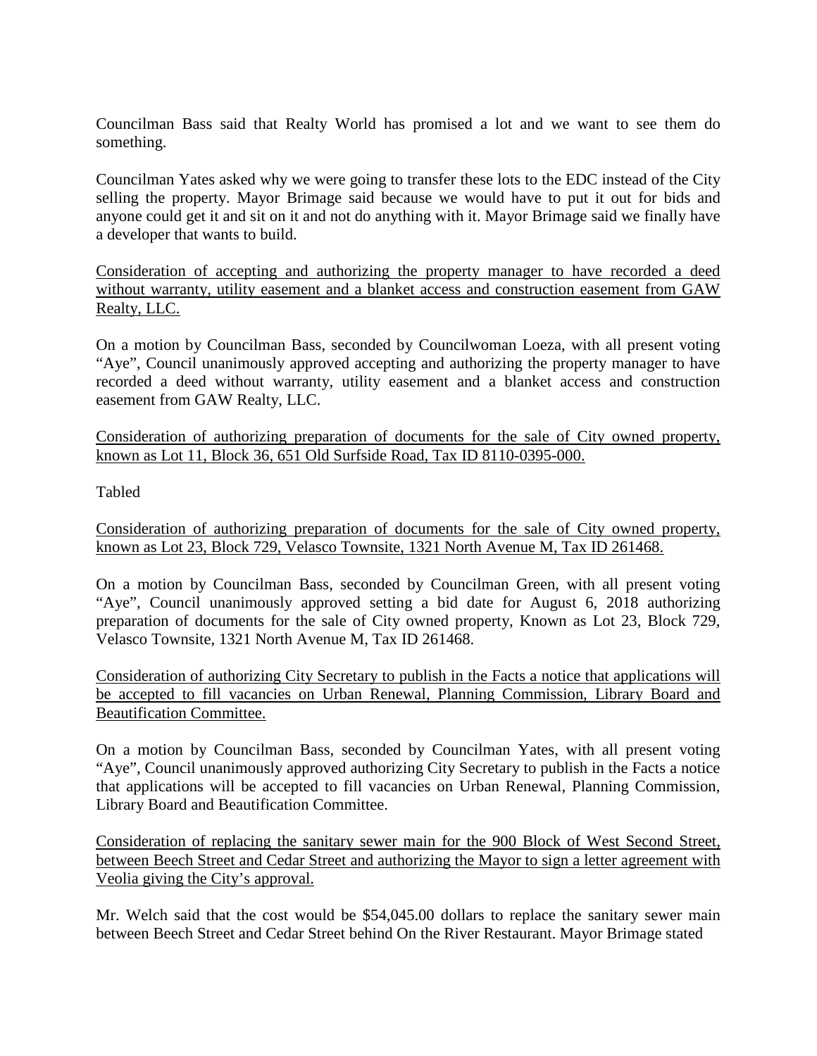Councilman Bass said that Realty World has promised a lot and we want to see them do something.

Councilman Yates asked why we were going to transfer these lots to the EDC instead of the City selling the property. Mayor Brimage said because we would have to put it out for bids and anyone could get it and sit on it and not do anything with it. Mayor Brimage said we finally have a developer that wants to build.

<u>Consideration of accepting and authorizing the property manager to have recorded a deed without warranty, utility easement and a blanket access and construction easement from GAW Realty, LLC.</u>

On a motion by Councilman Bass, seconded by Councilwoman Loeza, with all present voting "Aye", Council unanimously approved accepting and authorizing the property manager to have recorded a deed without warranty, utility easement and a blanket access and construction easement from GAW Realty, LLC.

<u>Consideration of authorizing preparation of documents for the sale of City owned property, known as Lot 11, Block 36, 651 Old Surfside Road, Tax ID 8110-0395-000.</u>

Tabled

<u>Consideration of authorizing preparation of documents for the sale of City owned property, known as Lot 23, Block 729, Velasco Townsite, 1321 North Avenue M, Tax ID 261468.</u>

On a motion by Councilman Bass, seconded by Councilman Green, with all present voting "Aye", Council unanimously approved setting a bid date for August 6, 2018 authorizing preparation of documents for the sale of City owned property, Known as Lot 23, Block 729, Velasco Townsite, 1321 North Avenue M, Tax ID 261468.

<u>Consideration of authorizing City Secretary to publish in the Facts a notice that applications will be accepted to fill vacancies on Urban Renewal, Planning Commission, Library Board and Beautification Committee.</u>

On a motion by Councilman Bass, seconded by Councilman Yates, with all present voting "Aye", Council unanimously approved authorizing City Secretary to publish in the Facts a notice that applications will be accepted to fill vacancies on Urban Renewal, Planning Commission, Library Board and Beautification Committee.

<u>Consideration of replacing the sanitary sewer main for the 900 Block of West Second Street, between Beech Street and Cedar Street and authorizing the Mayor to sign a letter agreement with Veolia giving the City's approval.</u>

Mr. Welch said that the cost would be $54,045.00 dollars to replace the sanitary sewer main between Beech Street and Cedar Street behind On the River Restaurant. Mayor Brimage stated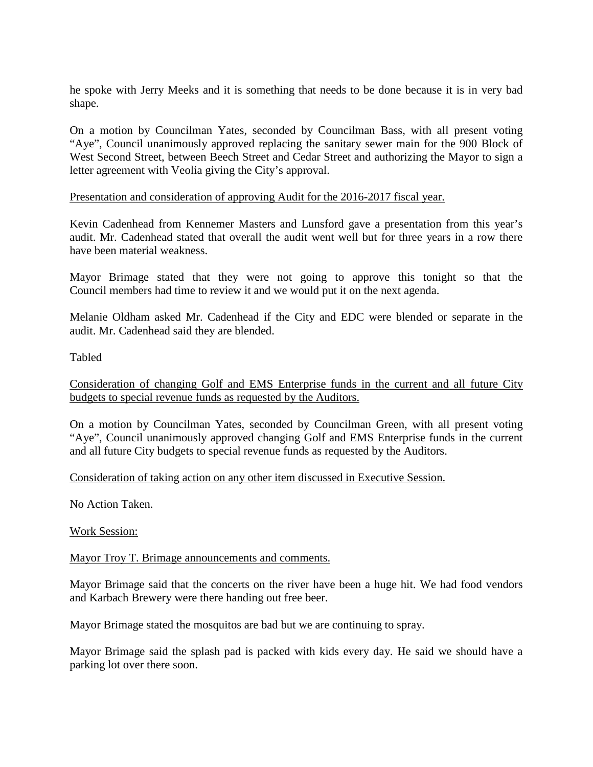he spoke with Jerry Meeks and it is something that needs to be done because it is in very bad shape.

On a motion by Councilman Yates, seconded by Councilman Bass, with all present voting "Aye", Council unanimously approved replacing the sanitary sewer main for the 900 Block of West Second Street, between Beech Street and Cedar Street and authorizing the Mayor to sign a letter agreement with Veolia giving the City's approval.

<u>Presentation and consideration of approving Audit for the 2016-2017 fiscal year.</u>

Kevin Cadenhead from Kennemer Masters and Lunsford gave a presentation from this year's audit. Mr. Cadenhead stated that overall the audit went well but for three years in a row there have been material weakness.

Mayor Brimage stated that they were not going to approve this tonight so that the Council members had time to review it and we would put it on the next agenda.

Melanie Oldham asked Mr. Cadenhead if the City and EDC were blended or separate in the audit. Mr. Cadenhead said they are blended.

Tabled

<u>Consideration of changing Golf and EMS Enterprise funds in the current and all future City budgets to special revenue funds as requested by the Auditors.</u>

On a motion by Councilman Yates, seconded by Councilman Green, with all present voting "Aye", Council unanimously approved changing Golf and EMS Enterprise funds in the current and all future City budgets to special revenue funds as requested by the Auditors.

<u>Consideration of taking action on any other item discussed in Executive Session.</u>

No Action Taken.

<u>Work Session:</u>

<u>Mayor Troy T. Brimage announcements and comments.</u>

Mayor Brimage said that the concerts on the river have been a huge hit. We had food vendors and Karbach Brewery were there handing out free beer.

Mayor Brimage stated the mosquitos are bad but we are continuing to spray.

Mayor Brimage said the splash pad is packed with kids every day. He said we should have a parking lot over there soon.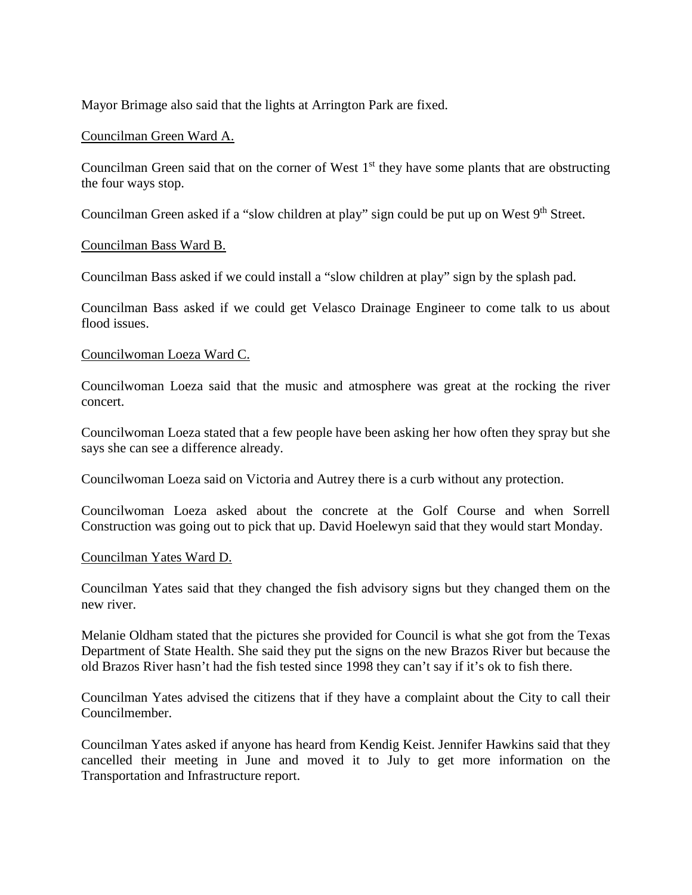Mayor Brimage also said that the lights at Arrington Park are fixed.

Councilman Green Ward A.

Councilman Green said that on the corner of West 1st they have some plants that are obstructing the four ways stop.

Councilman Green asked if a "slow children at play" sign could be put up on West 9th Street.

Councilman Bass Ward B.

Councilman Bass asked if we could install a "slow children at play" sign by the splash pad.

Councilman Bass asked if we could get Velasco Drainage Engineer to come talk to us about flood issues.

Councilwoman Loeza Ward C.

Councilwoman Loeza said that the music and atmosphere was great at the rocking the river concert.

Councilwoman Loeza stated that a few people have been asking her how often they spray but she says she can see a difference already.

Councilwoman Loeza said on Victoria and Autrey there is a curb without any protection.

Councilwoman Loeza asked about the concrete at the Golf Course and when Sorrell Construction was going out to pick that up. David Hoelewyn said that they would start Monday.

Councilman Yates Ward D.

Councilman Yates said that they changed the fish advisory signs but they changed them on the new river.

Melanie Oldham stated that the pictures she provided for Council is what she got from the Texas Department of State Health. She said they put the signs on the new Brazos River but because the old Brazos River hasn't had the fish tested since 1998 they can't say if it's ok to fish there.

Councilman Yates advised the citizens that if they have a complaint about the City to call their Councilmember.

Councilman Yates asked if anyone has heard from Kendig Keist. Jennifer Hawkins said that they cancelled their meeting in June and moved it to July to get more information on the Transportation and Infrastructure report.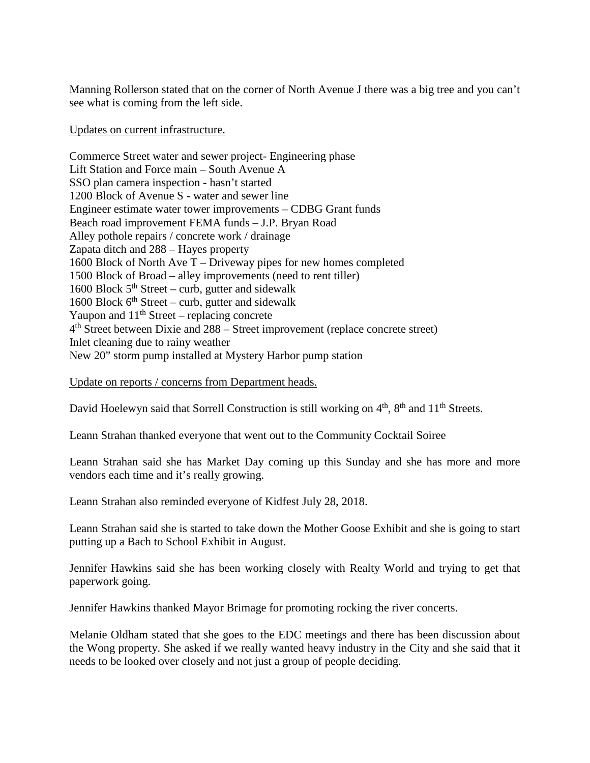Manning Rollerson stated that on the corner of North Avenue J there was a big tree and you can't see what is coming from the left side.

Updates on current infrastructure.

Commerce Street water and sewer project- Engineering phase
Lift Station and Force main – South Avenue A
SSO plan camera inspection - hasn't started
1200 Block of Avenue S - water and sewer line
Engineer estimate water tower improvements – CDBG Grant funds
Beach road improvement FEMA funds – J.P. Bryan Road
Alley pothole repairs / concrete work / drainage
Zapata ditch and 288 – Hayes property
1600 Block of North Ave T – Driveway pipes for new homes completed
1500 Block of Broad – alley improvements (need to rent tiller)
1600 Block 5th Street – curb, gutter and sidewalk
1600 Block 6th Street – curb, gutter and sidewalk
Yaupon and 11th Street – replacing concrete
4th Street between Dixie and 288 – Street improvement (replace concrete street)
Inlet cleaning due to rainy weather
New 20" storm pump installed at Mystery Harbor pump station

Update on reports / concerns from Department heads.

David Hoelewyn said that Sorrell Construction is still working on 4th, 8th and 11th Streets.

Leann Strahan thanked everyone that went out to the Community Cocktail Soiree

Leann Strahan said she has Market Day coming up this Sunday and she has more and more vendors each time and it's really growing.

Leann Strahan also reminded everyone of Kidfest July 28, 2018.

Leann Strahan said she is started to take down the Mother Goose Exhibit and she is going to start putting up a Bach to School Exhibit in August.

Jennifer Hawkins said she has been working closely with Realty World and trying to get that paperwork going.

Jennifer Hawkins thanked Mayor Brimage for promoting rocking the river concerts.

Melanie Oldham stated that she goes to the EDC meetings and there has been discussion about the Wong property. She asked if we really wanted heavy industry in the City and she said that it needs to be looked over closely and not just a group of people deciding.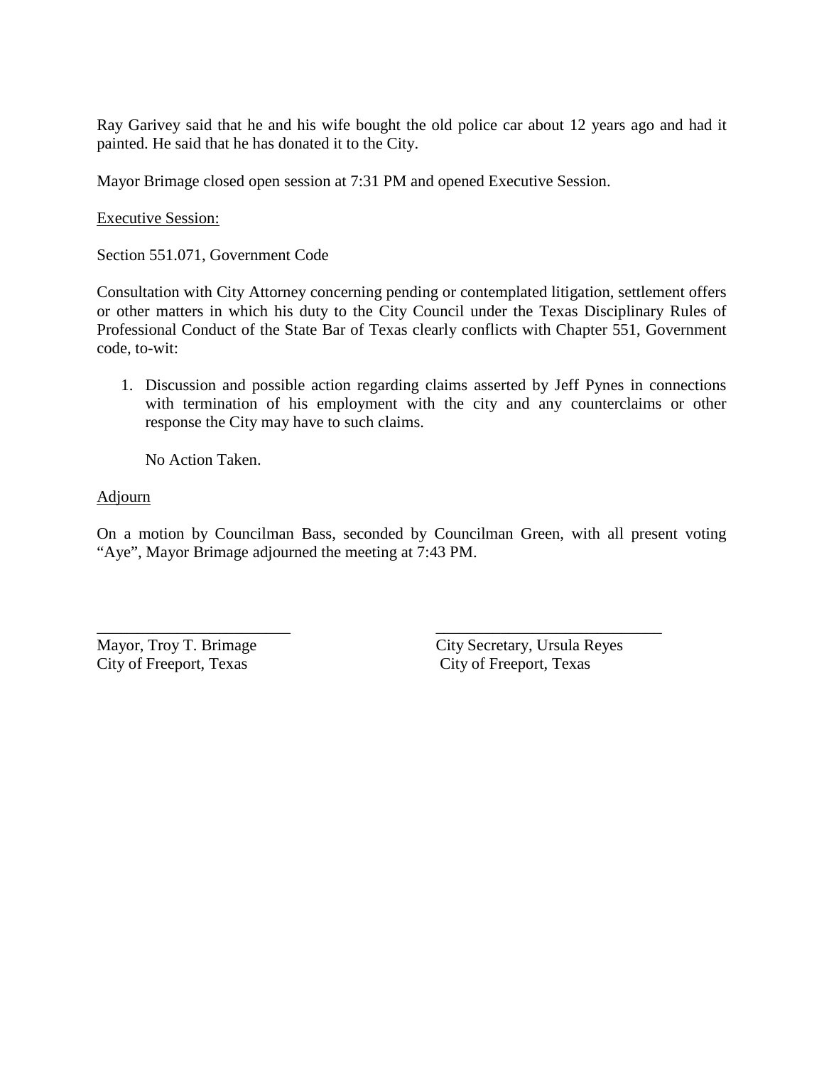Ray Garivey said that he and his wife bought the old police car about 12 years ago and had it painted. He said that he has donated it to the City.

Mayor Brimage closed open session at 7:31 PM and opened Executive Session.

Executive Session:

Section 551.071, Government Code

Consultation with City Attorney concerning pending or contemplated litigation, settlement offers or other matters in which his duty to the City Council under the Texas Disciplinary Rules of Professional Conduct of the State Bar of Texas clearly conflicts with Chapter 551, Government code, to-wit:

1. Discussion and possible action regarding claims asserted by Jeff Pynes in connections with termination of his employment with the city and any counterclaims or other response the City may have to such claims.

   No Action Taken.

Adjourn

On a motion by Councilman Bass, seconded by Councilman Green, with all present voting "Aye", Mayor Brimage adjourned the meeting at 7:43 PM.

________________________
Mayor, Troy T. Brimage
City of Freeport, Texas

____________________________
City Secretary, Ursula Reyes
City of Freeport, Texas